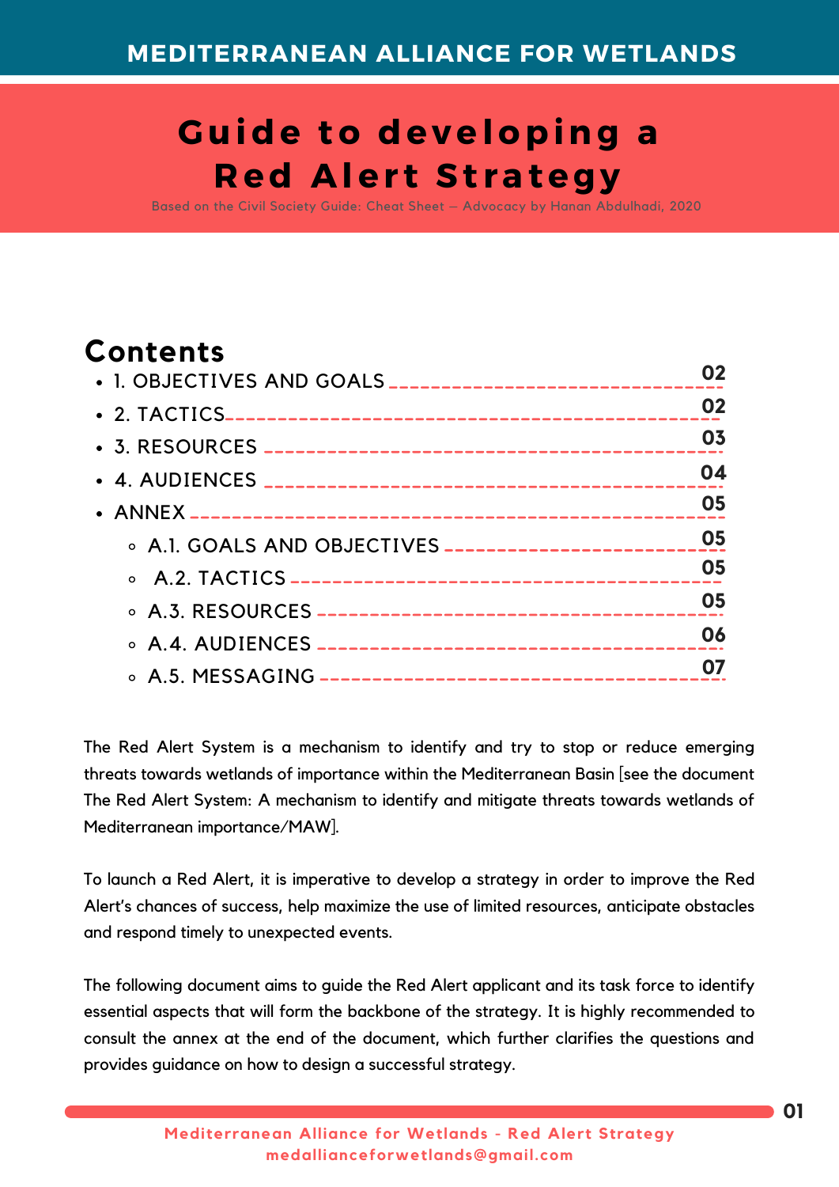MEDITERRANEAN ALLIANCE FOR WETLANDS

# Guide to developing a Red Alert Strategy

Based on the Civil Society Guide: Cheat Sheet – Advocacy by Hanan Abdulhadi, 2020

## Contents

- 1. OBJECTIVES AND GOALS ---------- 02
- 2. TACTICS ---------- 02
- 3. RESOURCES ---------- 03
- 4. AUDIENCES ---------- 04
- ANNEX ---------- 05
  - A.1. GOALS AND OBJECTIVES ---------- 05
  - A.2. TACTICS ---------- 05
  - A.3. RESOURCES ---------- 05
  - A.4. AUDIENCES ---------- 06
  - A.5. MESSAGING ---------- 07

The Red Alert System is a mechanism to identify and try to stop or reduce emerging threats towards wetlands of importance within the Mediterranean Basin [see the document The Red Alert System: A mechanism to identify and mitigate threats towards wetlands of Mediterranean importance/MAW].

To launch a Red Alert, it is imperative to develop a strategy in order to improve the Red Alert's chances of success, help maximize the use of limited resources, anticipate obstacles and respond timely to unexpected events.

The following document aims to guide the Red Alert applicant and its task force to identify essential aspects that will form the backbone of the strategy. It is highly recommended to consult the annex at the end of the document, which further clarifies the questions and provides guidance on how to design a successful strategy.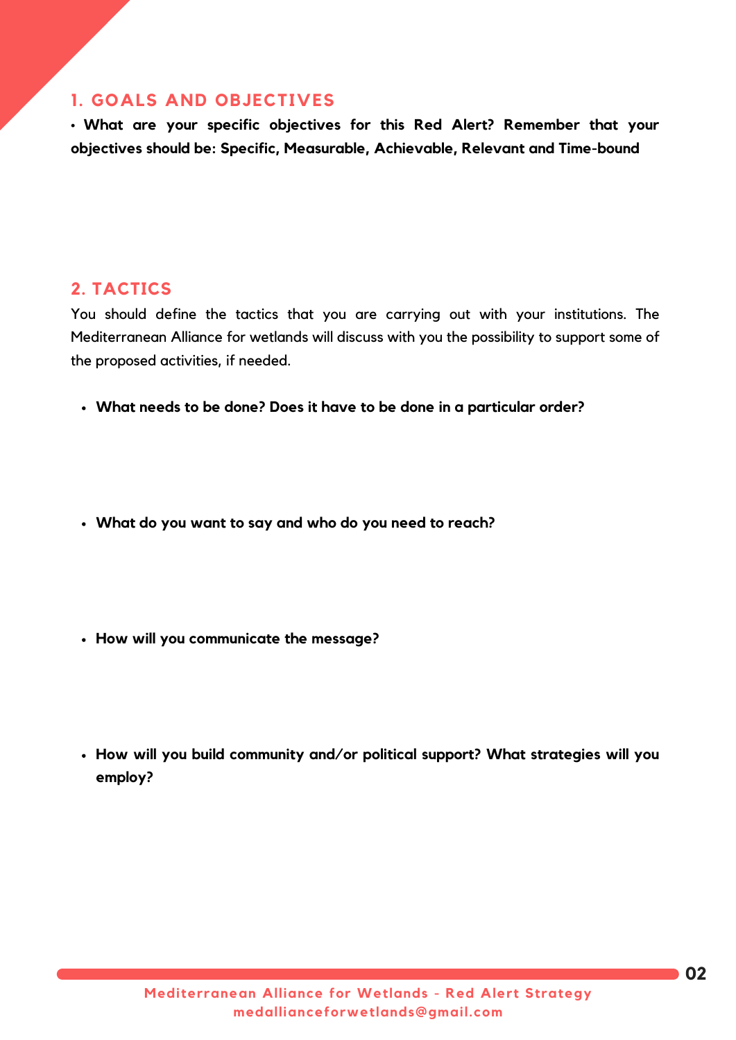## 1. GOALS AND OBJECTIVES

- **What are your specific objectives for this Red Alert? Remember that your objectives should be: Specific, Measurable, Achievable, Relevant and Time-bound**

## 2. TACTICS

You should define the tactics that you are carrying out with your institutions. The Mediterranean Alliance for wetlands will discuss with you the possibility to support some of the proposed activities, if needed.

- **What needs to be done? Does it have to be done in a particular order?**

- **What do you want to say and who do you need to reach?**

- **How will you communicate the message?**

- **How will you build community and/or political support? What strategies will you employ?**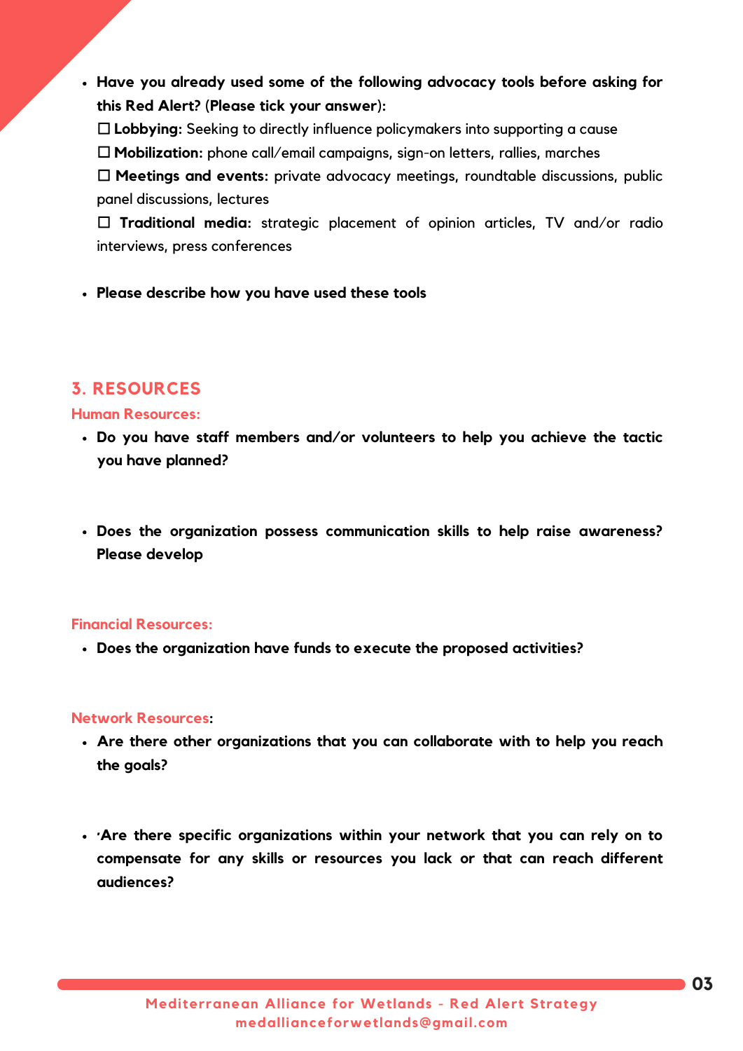- **Have you already used some of the following advocacy tools before asking for this Red Alert?** (**Please tick your answer**):

  ☐ **Lobbying:** Seeking to directly influence policymakers into supporting a cause

  ☐ **Mobilization:** phone call/email campaigns, sign-on letters, rallies, marches

  ☐ **Meetings and events:** private advocacy meetings, roundtable discussions, public panel discussions, lectures

  ☐ **Traditional media:** strategic placement of opinion articles, TV and/or radio interviews, press conferences

- **Please describe how you have used these tools**

## 3. RESOURCES

### Human Resources:

- **Do you have staff members and/or volunteers to help you achieve the tactic you have planned?**

- **Does the organization possess communication skills to help raise awareness? Please develop**

### Financial Resources:

- **Does the organization have funds to execute the proposed activities?**

### Network Resources:

- **Are there other organizations that you can collaborate with to help you reach the goals?**

- **·Are there specific organizations within your network that you can rely on to compensate for any skills or resources you lack or that can reach different audiences?**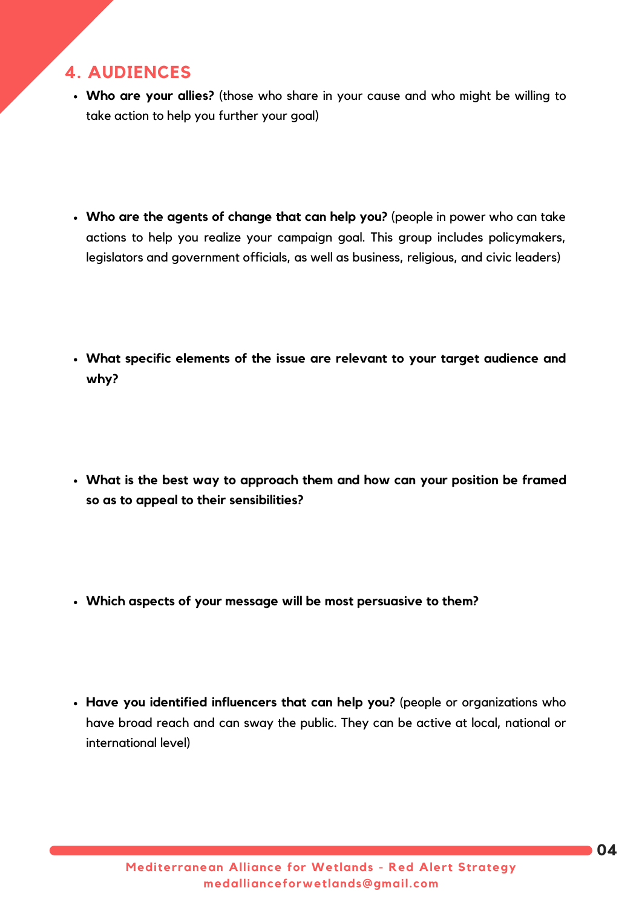## 4. AUDIENCES

- **Who are your allies?** (those who share in your cause and who might be willing to take action to help you further your goal)

- **Who are the agents of change that can help you?** (people in power who can take actions to help you realize your campaign goal. This group includes policymakers, legislators and government officials, as well as business, religious, and civic leaders)

- **What specific elements of the issue are relevant to your target audience and why?**

- **What is the best way to approach them and how can your position be framed so as to appeal to their sensibilities?**

- **Which aspects of your message will be most persuasive to them?**

- **Have you identified influencers that can help you?** (people or organizations who have broad reach and can sway the public. They can be active at local, national or international level)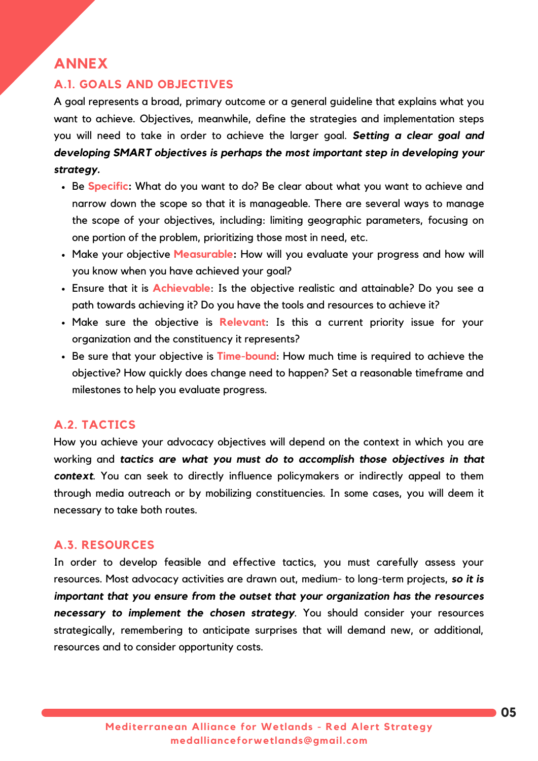# ANNEX

## A.1. GOALS AND OBJECTIVES

A goal represents a broad, primary outcome or a general guideline that explains what you want to achieve. Objectives, meanwhile, define the strategies and implementation steps you will need to take in order to achieve the larger goal. ***Setting a clear goal and developing SMART objectives is perhaps the most important step in developing your strategy.***

- Be **Specific**: What do you want to do? Be clear about what you want to achieve and narrow down the scope so that it is manageable. There are several ways to manage the scope of your objectives, including: limiting geographic parameters, focusing on one portion of the problem, prioritizing those most in need, etc.
- Make your objective **Measurable**: How will you evaluate your progress and how will you know when you have achieved your goal?
- Ensure that it is **Achievable**: Is the objective realistic and attainable? Do you see a path towards achieving it? Do you have the tools and resources to achieve it?
- Make sure the objective is **Relevant**: Is this a current priority issue for your organization and the constituency it represents?
- Be sure that your objective is **Time-bound**: How much time is required to achieve the objective? How quickly does change need to happen? Set a reasonable timeframe and milestones to help you evaluate progress.

## A.2. TACTICS

How you achieve your advocacy objectives will depend on the context in which you are working and ***tactics are what you must do to accomplish those objectives in that context***. You can seek to directly influence policymakers or indirectly appeal to them through media outreach or by mobilizing constituencies. In some cases, you will deem it necessary to take both routes.

## A.3. RESOURCES

In order to develop feasible and effective tactics, you must carefully assess your resources. Most advocacy activities are drawn out, medium- to long-term projects, ***so it is important that you ensure from the outset that your organization has the resources necessary to implement the chosen strategy***. You should consider your resources strategically, remembering to anticipate surprises that will demand new, or additional, resources and to consider opportunity costs.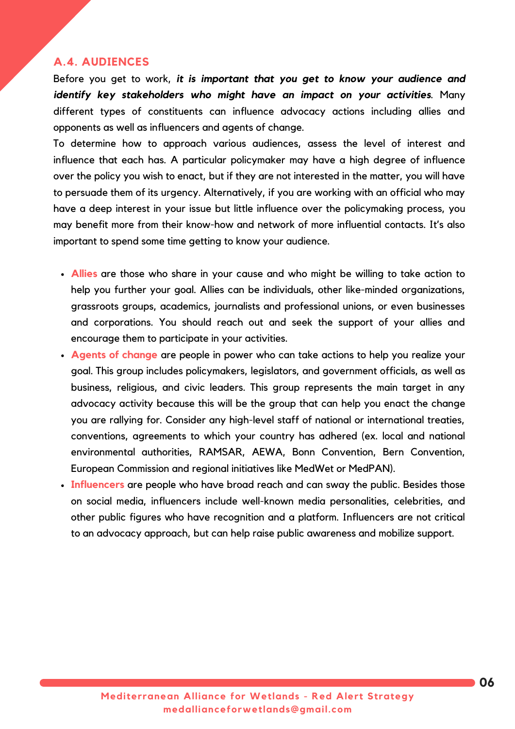## A.4. AUDIENCES

Before you get to work, ***it is important that you get to know your audience and identify key stakeholders who might have an impact on your activities***. Many different types of constituents can influence advocacy actions including allies and opponents as well as influencers and agents of change.

To determine how to approach various audiences, assess the level of interest and influence that each has. A particular policymaker may have a high degree of influence over the policy you wish to enact, but if they are not interested in the matter, you will have to persuade them of its urgency. Alternatively, if you are working with an official who may have a deep interest in your issue but little influence over the policymaking process, you may benefit more from their know-how and network of more influential contacts. It's also important to spend some time getting to know your audience.

- **Allies** are those who share in your cause and who might be willing to take action to help you further your goal. Allies can be individuals, other like-minded organizations, grassroots groups, academics, journalists and professional unions, or even businesses and corporations. You should reach out and seek the support of your allies and encourage them to participate in your activities.
- **Agents of change** are people in power who can take actions to help you realize your goal. This group includes policymakers, legislators, and government officials, as well as business, religious, and civic leaders. This group represents the main target in any advocacy activity because this will be the group that can help you enact the change you are rallying for. Consider any high-level staff of national or international treaties, conventions, agreements to which your country has adhered (ex. local and national environmental authorities, RAMSAR, AEWA, Bonn Convention, Bern Convention, European Commission and regional initiatives like MedWet or MedPAN).
- **Influencers** are people who have broad reach and can sway the public. Besides those on social media, influencers include well-known media personalities, celebrities, and other public figures who have recognition and a platform. Influencers are not critical to an advocacy approach, but can help raise public awareness and mobilize support.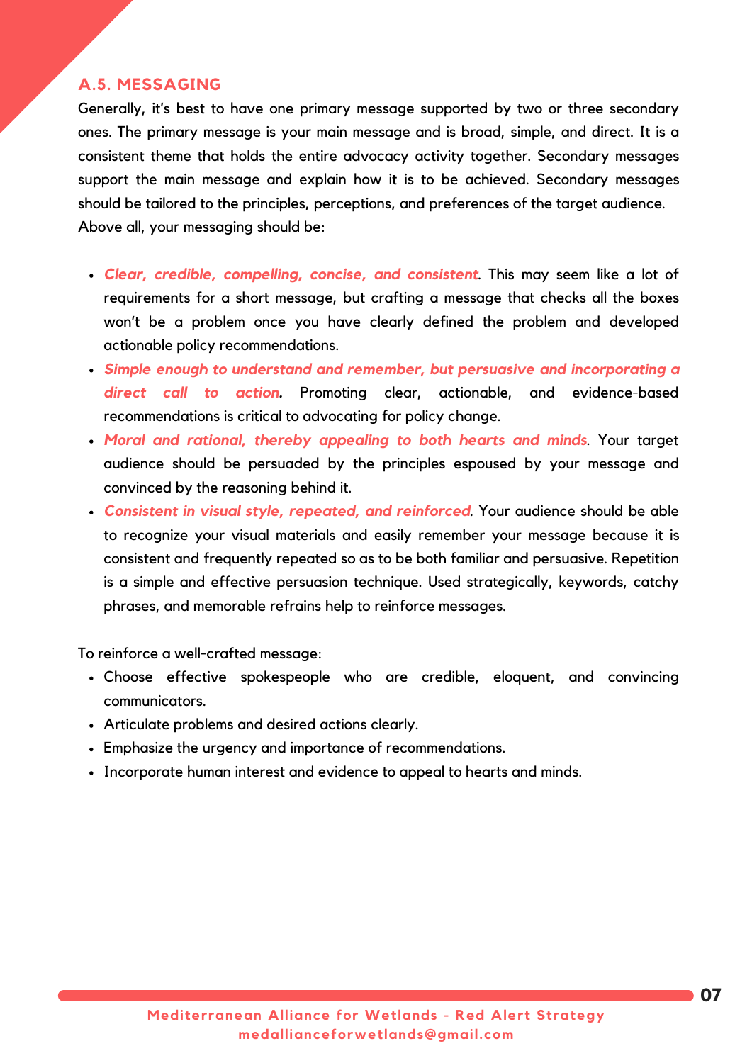## A.5. MESSAGING

Generally, it's best to have one primary message supported by two or three secondary ones. The primary message is your main message and is broad, simple, and direct. It is a consistent theme that holds the entire advocacy activity together. Secondary messages support the main message and explain how it is to be achieved. Secondary messages should be tailored to the principles, perceptions, and preferences of the target audience. Above all, your messaging should be:

- ***Clear, credible, compelling, concise, and consistent***. This may seem like a lot of requirements for a short message, but crafting a message that checks all the boxes won't be a problem once you have clearly defined the problem and developed actionable policy recommendations.
- ***Simple enough to understand and remember, but persuasive and incorporating a direct call to action.*** Promoting clear, actionable, and evidence-based recommendations is critical to advocating for policy change.
- ***Moral and rational, thereby appealing to both hearts and minds***. Your target audience should be persuaded by the principles espoused by your message and convinced by the reasoning behind it.
- ***Consistent in visual style, repeated, and reinforced***. Your audience should be able to recognize your visual materials and easily remember your message because it is consistent and frequently repeated so as to be both familiar and persuasive. Repetition is a simple and effective persuasion technique. Used strategically, keywords, catchy phrases, and memorable refrains help to reinforce messages.

To reinforce a well-crafted message:

- Choose effective spokespeople who are credible, eloquent, and convincing communicators.
- Articulate problems and desired actions clearly.
- Emphasize the urgency and importance of recommendations.
- Incorporate human interest and evidence to appeal to hearts and minds.